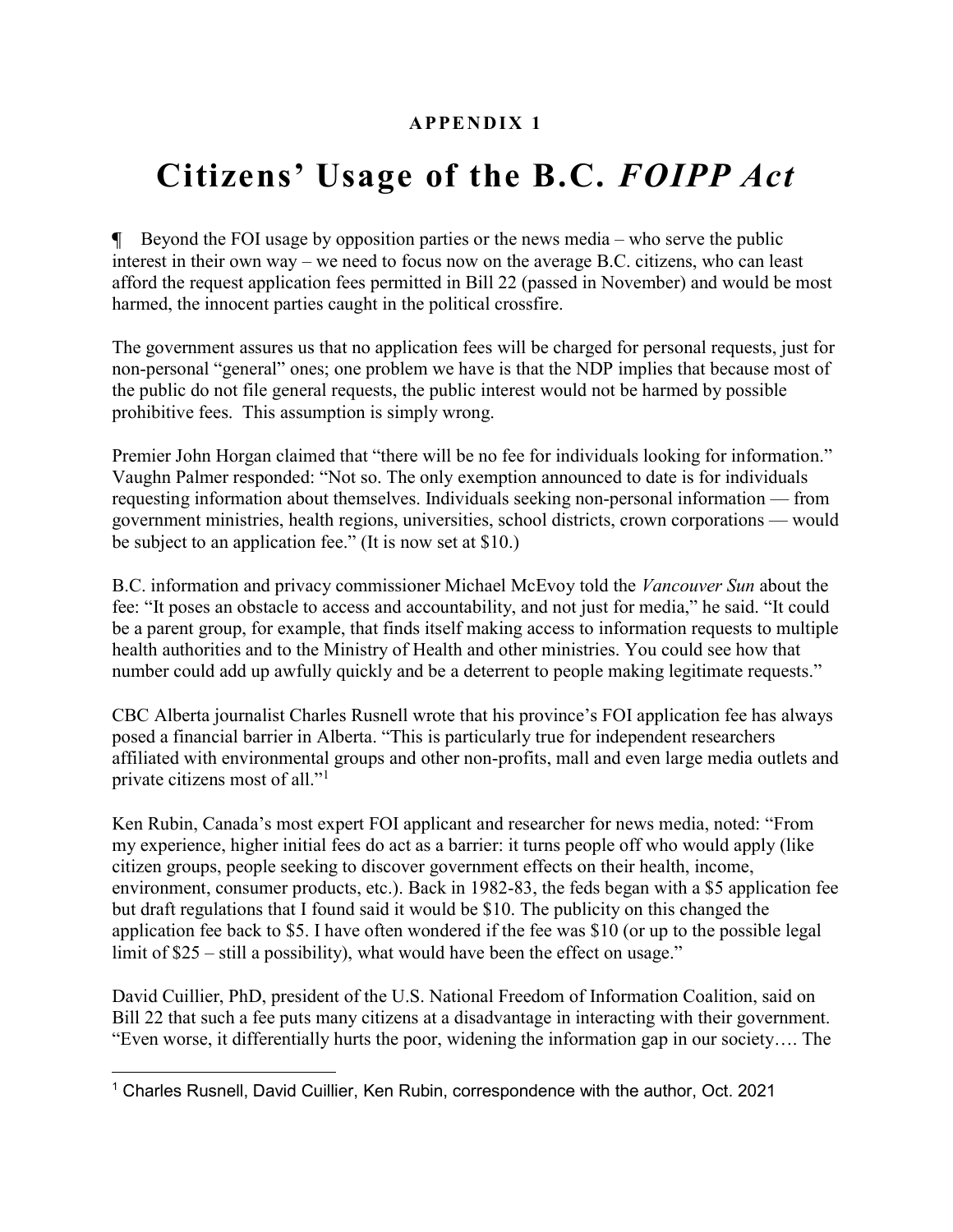**APPENDIX 1**

# Citizens' Usage of the B.C. *FOIPP Act*

¶ Beyond the FOI usage by opposition parties or the news media – who serve the public interest in their own way – we need to focus now on the average B.C. citizens, who can least afford the request application fees permitted in Bill 22 (passed in November) and would be most harmed, the innocent parties caught in the political crossfire.

The government assures us that no application fees will be charged for personal requests, just for non-personal "general" ones; one problem we have is that the NDP implies that because most of the public do not file general requests, the public interest would not be harmed by possible prohibitive fees. This assumption is simply wrong.

Premier John Horgan claimed that "there will be no fee for individuals looking for information." Vaughn Palmer responded: "Not so. The only exemption announced to date is for individuals requesting information about themselves. Individuals seeking non-personal information — from government ministries, health regions, universities, school districts, crown corporations — would be subject to an application fee." (It is now set at $10.)

B.C. information and privacy commissioner Michael McEvoy told the *Vancouver Sun* about the fee: "It poses an obstacle to access and accountability, and not just for media," he said. "It could be a parent group, for example, that finds itself making access to information requests to multiple health authorities and to the Ministry of Health and other ministries. You could see how that number could add up awfully quickly and be a deterrent to people making legitimate requests."

CBC Alberta journalist Charles Rusnell wrote that his province's FOI application fee has always posed a financial barrier in Alberta. "This is particularly true for independent researchers affiliated with environmental groups and other non-profits, mall and even large media outlets and private citizens most of all."[1]

Ken Rubin, Canada's most expert FOI applicant and researcher for news media, noted: "From my experience, higher initial fees do act as a barrier: it turns people off who would apply (like citizen groups, people seeking to discover government effects on their health, income, environment, consumer products, etc.). Back in 1982-83, the feds began with a $5 application fee but draft regulations that I found said it would be $10. The publicity on this changed the application fee back to $5. I have often wondered if the fee was $10 (or up to the possible legal limit of $25 – still a possibility), what would have been the effect on usage."

David Cuillier, PhD, president of the U.S. National Freedom of Information Coalition, said on Bill 22 that such a fee puts many citizens at a disadvantage in interacting with their government. "Even worse, it differentially hurts the poor, widening the information gap in our society…. The

---

[1] Charles Rusnell, David Cuillier, Ken Rubin, correspondence with the author, Oct. 2021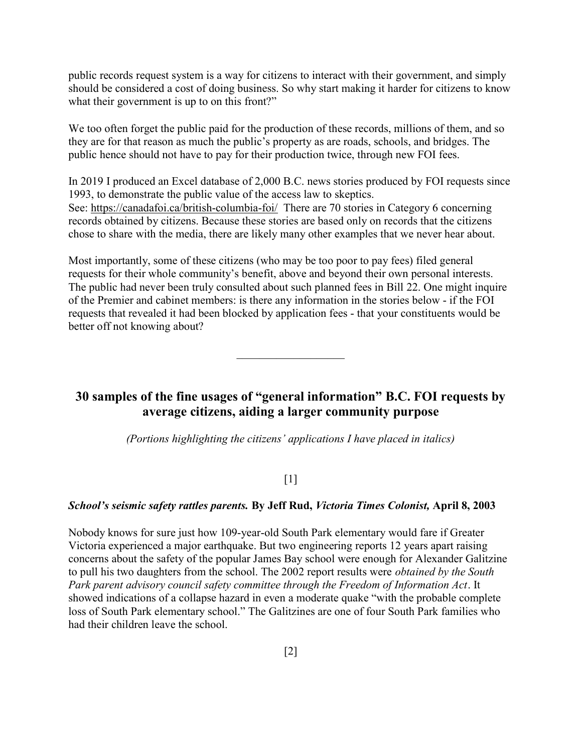public records request system is a way for citizens to interact with their government, and simply should be considered a cost of doing business. So why start making it harder for citizens to know what their government is up to on this front?"

We too often forget the public paid for the production of these records, millions of them, and so they are for that reason as much the public's property as are roads, schools, and bridges. The public hence should not have to pay for their production twice, through new FOI fees.

In 2019 I produced an Excel database of 2,000 B.C. news stories produced by FOI requests since 1993, to demonstrate the public value of the access law to skeptics.
See: https://canadafoi.ca/british-columbia-foi/ There are 70 stories in Category 6 concerning records obtained by citizens. Because these stories are based only on records that the citizens chose to share with the media, there are likely many other examples that we never hear about.

Most importantly, some of these citizens (who may be too poor to pay fees) filed general requests for their whole community's benefit, above and beyond their own personal interests. The public had never been truly consulted about such planned fees in Bill 22. One might inquire of the Premier and cabinet members: is there any information in the stories below - if the FOI requests that revealed it had been blocked by application fees - that your constituents would be better off not knowing about?

---

## 30 samples of the fine usages of "general information" B.C. FOI requests by average citizens, aiding a larger community purpose

*(Portions highlighting the citizens' applications I have placed in italics)*

[1]

***School's seismic safety rattles parents.*** **By Jeff Rud,** ***Victoria Times Colonist,*** **April 8, 2003**

Nobody knows for sure just how 109-year-old South Park elementary would fare if Greater Victoria experienced a major earthquake. But two engineering reports 12 years apart raising concerns about the safety of the popular James Bay school were enough for Alexander Galitzine to pull his two daughters from the school. The 2002 report results were *obtained by the South Park parent advisory council safety committee through the Freedom of Information Act*. It showed indications of a collapse hazard in even a moderate quake "with the probable complete loss of South Park elementary school." The Galitzines are one of four South Park families who had their children leave the school.

[2]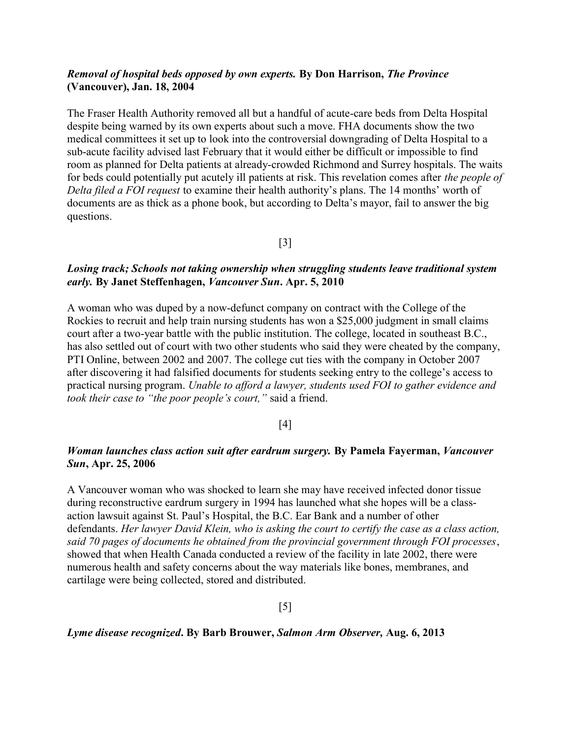***Removal of hospital beds opposed by own experts.*** **By Don Harrison, *The Province* (Vancouver), Jan. 18, 2004**

The Fraser Health Authority removed all but a handful of acute-care beds from Delta Hospital despite being warned by its own experts about such a move. FHA documents show the two medical committees it set up to look into the controversial downgrading of Delta Hospital to a sub-acute facility advised last February that it would either be difficult or impossible to find room as planned for Delta patients at already-crowded Richmond and Surrey hospitals. The waits for beds could potentially put acutely ill patients at risk. This revelation comes after *the people of Delta filed a FOI request* to examine their health authority's plans. The 14 months' worth of documents are as thick as a phone book, but according to Delta's mayor, fail to answer the big questions.

[3]

***Losing track; Schools not taking ownership when struggling students leave traditional system early.*** **By Janet Steffenhagen, *Vancouver Sun*. Apr. 5, 2010**

A woman who was duped by a now-defunct company on contract with the College of the Rockies to recruit and help train nursing students has won a $25,000 judgment in small claims court after a two-year battle with the public institution. The college, located in southeast B.C., has also settled out of court with two other students who said they were cheated by the company, PTI Online, between 2002 and 2007. The college cut ties with the company in October 2007 after discovering it had falsified documents for students seeking entry to the college's access to practical nursing program. *Unable to afford a lawyer, students used FOI to gather evidence and took their case to "the poor people's court,"* said a friend.

[4]

***Woman launches class action suit after eardrum surgery.*** **By Pamela Fayerman, *Vancouver Sun*, Apr. 25, 2006**

A Vancouver woman who was shocked to learn she may have received infected donor tissue during reconstructive eardrum surgery in 1994 has launched what she hopes will be a class-action lawsuit against St. Paul's Hospital, the B.C. Ear Bank and a number of other defendants. *Her lawyer David Klein, who is asking the court to certify the case as a class action, said 70 pages of documents he obtained from the provincial government through FOI processes*, showed that when Health Canada conducted a review of the facility in late 2002, there were numerous health and safety concerns about the way materials like bones, membranes, and cartilage were being collected, stored and distributed.

[5]

***Lyme disease recognized*. By Barb Brouwer, *Salmon Arm Observer,* Aug. 6, 2013**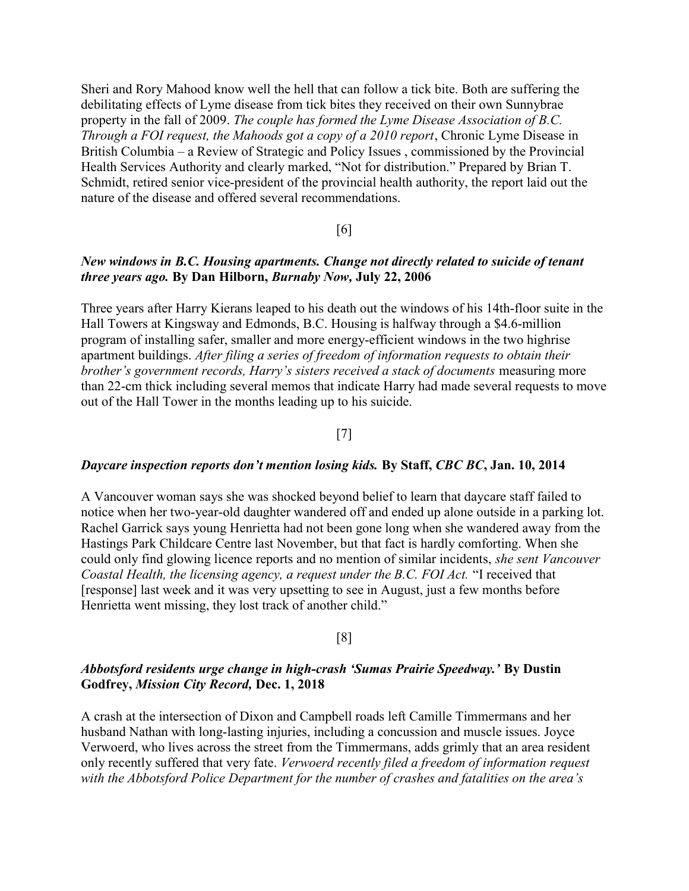Sheri and Rory Mahood know well the hell that can follow a tick bite. Both are suffering the debilitating effects of Lyme disease from tick bites they received on their own Sunnybrae property in the fall of 2009. *The couple has formed the Lyme Disease Association of B.C. Through a FOI request, the Mahoods got a copy of a 2010 report*, Chronic Lyme Disease in British Columbia – a Review of Strategic and Policy Issues , commissioned by the Provincial Health Services Authority and clearly marked, "Not for distribution." Prepared by Brian T. Schmidt, retired senior vice-president of the provincial health authority, the report laid out the nature of the disease and offered several recommendations.

[6]

***New windows in B.C. Housing apartments. Change not directly related to suicide of tenant three years ago.* By Dan Hilborn, *Burnaby Now,* July 22, 2006**

Three years after Harry Kierans leaped to his death out the windows of his 14th-floor suite in the Hall Towers at Kingsway and Edmonds, B.C. Housing is halfway through a $4.6-million program of installing safer, smaller and more energy-efficient windows in the two highrise apartment buildings. *After filing a series of freedom of information requests to obtain their brother's government records, Harry's sisters received a stack of documents* measuring more than 22-cm thick including several memos that indicate Harry had made several requests to move out of the Hall Tower in the months leading up to his suicide.

[7]

***Daycare inspection reports don't mention losing kids.* By Staff, *CBC BC*, Jan. 10, 2014**

A Vancouver woman says she was shocked beyond belief to learn that daycare staff failed to notice when her two-year-old daughter wandered off and ended up alone outside in a parking lot. Rachel Garrick says young Henrietta had not been gone long when she wandered away from the Hastings Park Childcare Centre last November, but that fact is hardly comforting. When she could only find glowing licence reports and no mention of similar incidents, *she sent Vancouver Coastal Health, the licensing agency, a request under the B.C. FOI Act.* "I received that [response] last week and it was very upsetting to see in August, just a few months before Henrietta went missing, they lost track of another child."

[8]

***Abbotsford residents urge change in high-crash 'Sumas Prairie Speedway.'* By Dustin Godfrey, *Mission City Record,* Dec. 1, 2018**

A crash at the intersection of Dixon and Campbell roads left Camille Timmermans and her husband Nathan with long-lasting injuries, including a concussion and muscle issues. Joyce Verwoerd, who lives across the street from the Timmermans, adds grimly that an area resident only recently suffered that very fate. *Verwoerd recently filed a freedom of information request with the Abbotsford Police Department for the number of crashes and fatalities on the area's*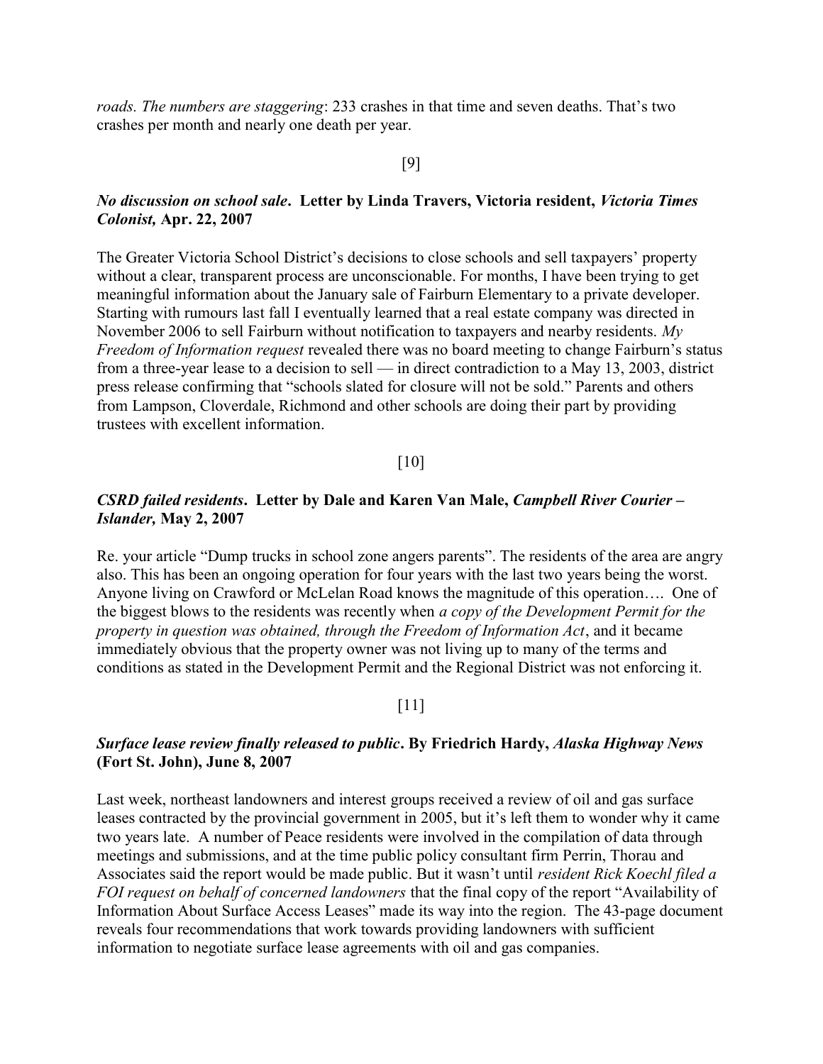*roads. The numbers are staggering*: 233 crashes in that time and seven deaths. That's two crashes per month and nearly one death per year.

[9]

***No discussion on school sale*. Letter by Linda Travers, Victoria resident, *Victoria Times Colonist,* Apr. 22, 2007**

The Greater Victoria School District's decisions to close schools and sell taxpayers' property without a clear, transparent process are unconscionable. For months, I have been trying to get meaningful information about the January sale of Fairburn Elementary to a private developer. Starting with rumours last fall I eventually learned that a real estate company was directed in November 2006 to sell Fairburn without notification to taxpayers and nearby residents. *My Freedom of Information request* revealed there was no board meeting to change Fairburn's status from a three-year lease to a decision to sell — in direct contradiction to a May 13, 2003, district press release confirming that "schools slated for closure will not be sold." Parents and others from Lampson, Cloverdale, Richmond and other schools are doing their part by providing trustees with excellent information.

[10]

***CSRD failed residents*. Letter by Dale and Karen Van Male, *Campbell River Courier – Islander,* May 2, 2007**

Re. your article "Dump trucks in school zone angers parents". The residents of the area are angry also. This has been an ongoing operation for four years with the last two years being the worst. Anyone living on Crawford or McLelan Road knows the magnitude of this operation…. One of the biggest blows to the residents was recently when *a copy of the Development Permit for the property in question was obtained, through the Freedom of Information Act*, and it became immediately obvious that the property owner was not living up to many of the terms and conditions as stated in the Development Permit and the Regional District was not enforcing it.

[11]

***Surface lease review finally released to public*. By Friedrich Hardy, *Alaska Highway News* (Fort St. John), June 8, 2007**

Last week, northeast landowners and interest groups received a review of oil and gas surface leases contracted by the provincial government in 2005, but it's left them to wonder why it came two years late. A number of Peace residents were involved in the compilation of data through meetings and submissions, and at the time public policy consultant firm Perrin, Thorau and Associates said the report would be made public. But it wasn't until *resident Rick Koechl filed a FOI request on behalf of concerned landowners* that the final copy of the report "Availability of Information About Surface Access Leases" made its way into the region. The 43-page document reveals four recommendations that work towards providing landowners with sufficient information to negotiate surface lease agreements with oil and gas companies.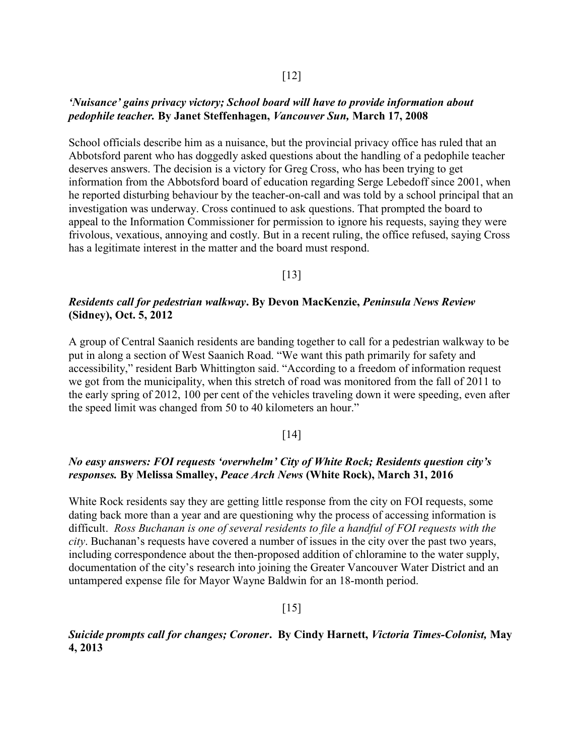[12]

***'Nuisance' gains privacy victory; School board will have to provide information about pedophile teacher.*** **By Janet Steffenhagen,** ***Vancouver Sun,*** **March 17, 2008**

School officials describe him as a nuisance, but the provincial privacy office has ruled that an Abbotsford parent who has doggedly asked questions about the handling of a pedophile teacher deserves answers. The decision is a victory for Greg Cross, who has been trying to get information from the Abbotsford board of education regarding Serge Lebedoff since 2001, when he reported disturbing behaviour by the teacher-on-call and was told by a school principal that an investigation was underway. Cross continued to ask questions. That prompted the board to appeal to the Information Commissioner for permission to ignore his requests, saying they were frivolous, vexatious, annoying and costly. But in a recent ruling, the office refused, saying Cross has a legitimate interest in the matter and the board must respond.

[13]

***Residents call for pedestrian walkway*****. By Devon MacKenzie,** ***Peninsula News Review*** **(Sidney), Oct. 5, 2012**

A group of Central Saanich residents are banding together to call for a pedestrian walkway to be put in along a section of West Saanich Road. "We want this path primarily for safety and accessibility," resident Barb Whittington said. "According to a freedom of information request we got from the municipality, when this stretch of road was monitored from the fall of 2011 to the early spring of 2012, 100 per cent of the vehicles traveling down it were speeding, even after the speed limit was changed from 50 to 40 kilometers an hour."

[14]

***No easy answers: FOI requests 'overwhelm' City of White Rock; Residents question city's responses.*** **By Melissa Smalley,** ***Peace Arch News*** **(White Rock), March 31, 2016**

White Rock residents say they are getting little response from the city on FOI requests, some dating back more than a year and are questioning why the process of accessing information is difficult. *Ross Buchanan is one of several residents to file a handful of FOI requests with the city*. Buchanan's requests have covered a number of issues in the city over the past two years, including correspondence about the then-proposed addition of chloramine to the water supply, documentation of the city's research into joining the Greater Vancouver Water District and an untampered expense file for Mayor Wayne Baldwin for an 18-month period.

[15]

***Suicide prompts call for changes; Coroner*****. By Cindy Harnett,** ***Victoria Times-Colonist,*** **May 4, 2013**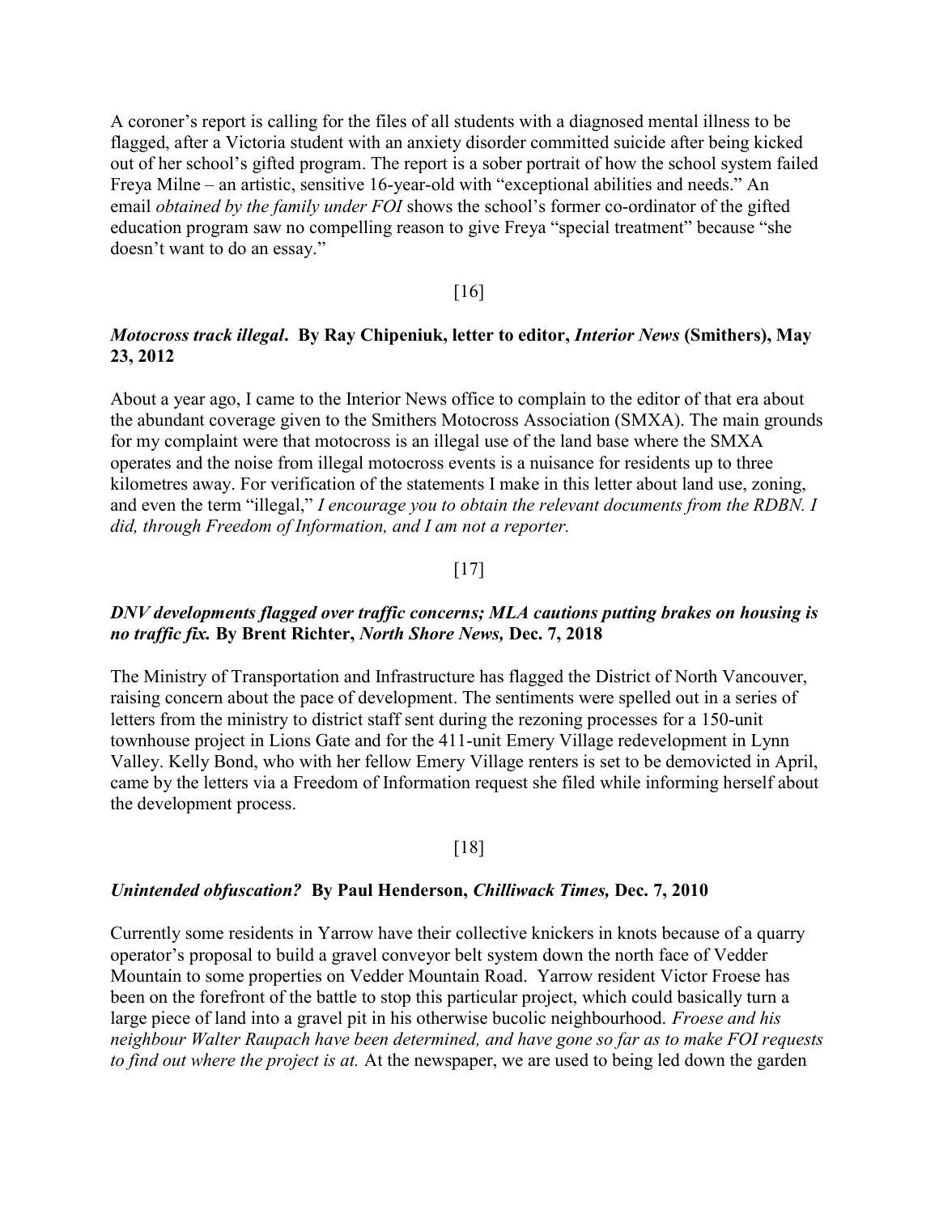A coroner's report is calling for the files of all students with a diagnosed mental illness to be flagged, after a Victoria student with an anxiety disorder committed suicide after being kicked out of her school's gifted program. The report is a sober portrait of how the school system failed Freya Milne – an artistic, sensitive 16-year-old with "exceptional abilities and needs." An email *obtained by the family under FOI* shows the school's former co-ordinator of the gifted education program saw no compelling reason to give Freya "special treatment" because "she doesn't want to do an essay."

[16]

***Motocross track illegal*. By Ray Chipeniuk, letter to editor, *Interior News* (Smithers), May 23, 2012**

About a year ago, I came to the Interior News office to complain to the editor of that era about the abundant coverage given to the Smithers Motocross Association (SMXA). The main grounds for my complaint were that motocross is an illegal use of the land base where the SMXA operates and the noise from illegal motocross events is a nuisance for residents up to three kilometres away. For verification of the statements I make in this letter about land use, zoning, and even the term "illegal," *I encourage you to obtain the relevant documents from the RDBN. I did, through Freedom of Information, and I am not a reporter.*

[17]

***DNV developments flagged over traffic concerns; MLA cautions putting brakes on housing is no traffic fix.* By Brent Richter, *North Shore News,* Dec. 7, 2018**

The Ministry of Transportation and Infrastructure has flagged the District of North Vancouver, raising concern about the pace of development. The sentiments were spelled out in a series of letters from the ministry to district staff sent during the rezoning processes for a 150-unit townhouse project in Lions Gate and for the 411-unit Emery Village redevelopment in Lynn Valley. Kelly Bond, who with her fellow Emery Village renters is set to be demovicted in April, came by the letters via a Freedom of Information request she filed while informing herself about the development process.

[18]

***Unintended obfuscation?* By Paul Henderson, *Chilliwack Times,* Dec. 7, 2010**

Currently some residents in Yarrow have their collective knickers in knots because of a quarry operator's proposal to build a gravel conveyor belt system down the north face of Vedder Mountain to some properties on Vedder Mountain Road. Yarrow resident Victor Froese has been on the forefront of the battle to stop this particular project, which could basically turn a large piece of land into a gravel pit in his otherwise bucolic neighbourhood. *Froese and his neighbour Walter Raupach have been determined, and have gone so far as to make FOI requests to find out where the project is at.* At the newspaper, we are used to being led down the garden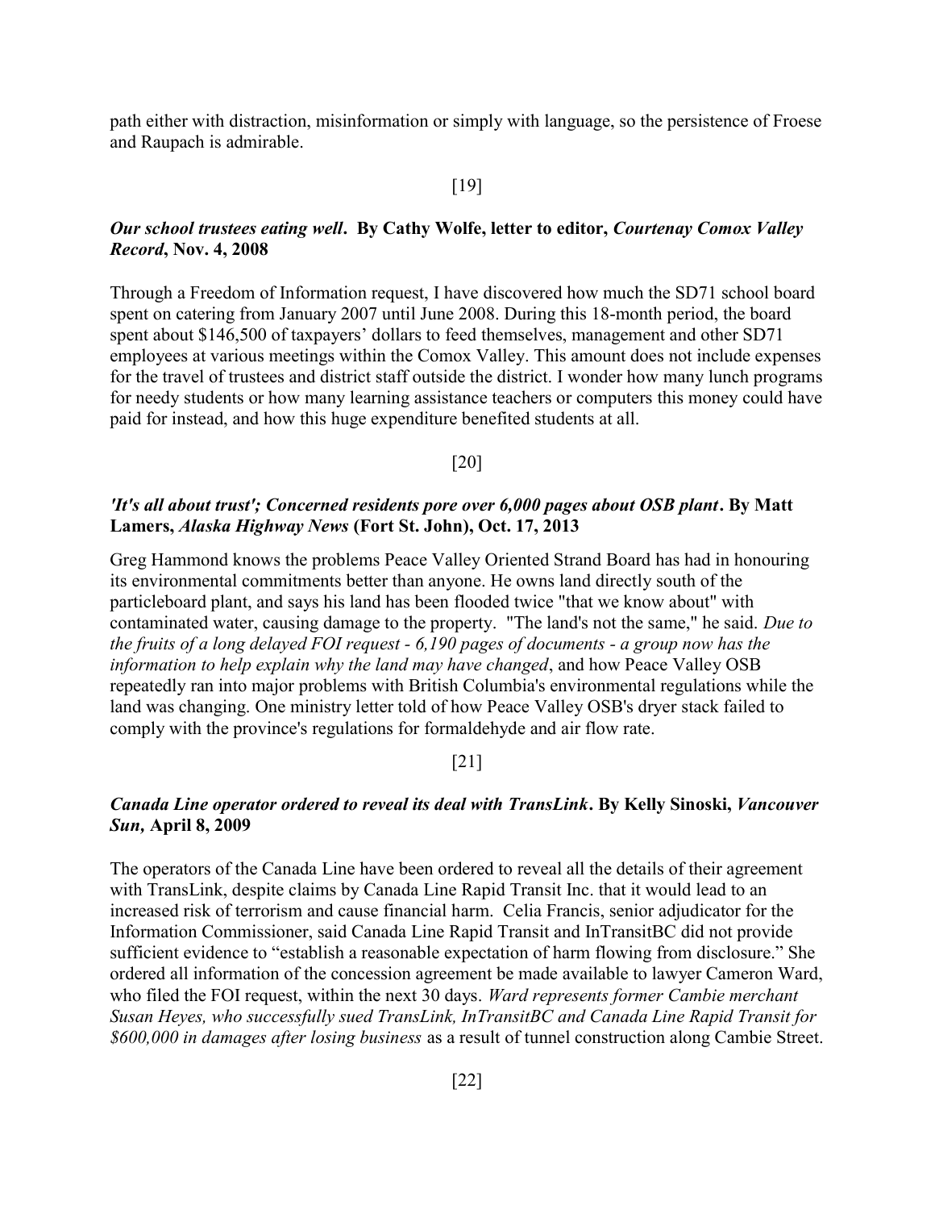path either with distraction, misinformation or simply with language, so the persistence of Froese and Raupach is admirable.

[19]

***Our school trustees eating well*. By Cathy Wolfe, letter to editor, *Courtenay Comox Valley Record*, Nov. 4, 2008**

Through a Freedom of Information request, I have discovered how much the SD71 school board spent on catering from January 2007 until June 2008. During this 18-month period, the board spent about $146,500 of taxpayers' dollars to feed themselves, management and other SD71 employees at various meetings within the Comox Valley. This amount does not include expenses for the travel of trustees and district staff outside the district. I wonder how many lunch programs for needy students or how many learning assistance teachers or computers this money could have paid for instead, and how this huge expenditure benefited students at all.

[20]

***'It's all about trust'; Concerned residents pore over 6,000 pages about OSB plant*. By Matt Lamers, *Alaska Highway News* (Fort St. John), Oct. 17, 2013**

Greg Hammond knows the problems Peace Valley Oriented Strand Board has had in honouring its environmental commitments better than anyone. He owns land directly south of the particleboard plant, and says his land has been flooded twice "that we know about" with contaminated water, causing damage to the property. "The land's not the same," he said. *Due to the fruits of a long delayed FOI request - 6,190 pages of documents - a group now has the information to help explain why the land may have changed*, and how Peace Valley OSB repeatedly ran into major problems with British Columbia's environmental regulations while the land was changing. One ministry letter told of how Peace Valley OSB's dryer stack failed to comply with the province's regulations for formaldehyde and air flow rate.

[21]

***Canada Line operator ordered to reveal its deal with TransLink*. By Kelly Sinoski, *Vancouver Sun*, April 8, 2009**

The operators of the Canada Line have been ordered to reveal all the details of their agreement with TransLink, despite claims by Canada Line Rapid Transit Inc. that it would lead to an increased risk of terrorism and cause financial harm. Celia Francis, senior adjudicator for the Information Commissioner, said Canada Line Rapid Transit and InTransitBC did not provide sufficient evidence to "establish a reasonable expectation of harm flowing from disclosure." She ordered all information of the concession agreement be made available to lawyer Cameron Ward, who filed the FOI request, within the next 30 days. *Ward represents former Cambie merchant Susan Heyes, who successfully sued TransLink, InTransitBC and Canada Line Rapid Transit for $600,000 in damages after losing business* as a result of tunnel construction along Cambie Street.

[22]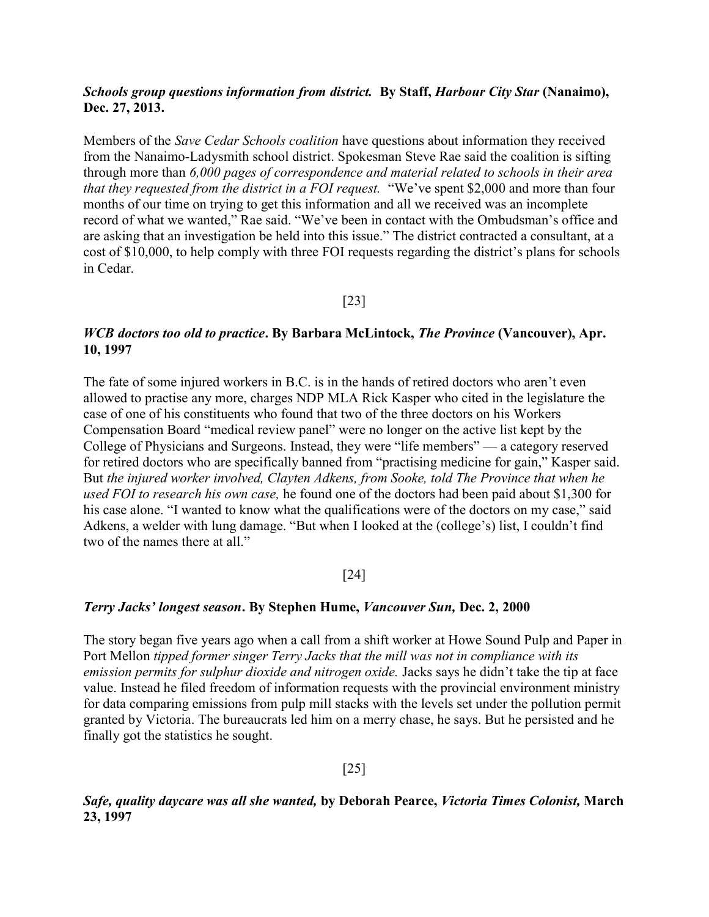***Schools group questions information from district.*** **By Staff, *Harbour City Star* (Nanaimo), Dec. 27, 2013.**

Members of the *Save Cedar Schools coalition* have questions about information they received from the Nanaimo-Ladysmith school district. Spokesman Steve Rae said the coalition is sifting through more than *6,000 pages of correspondence and material related to schools in their area that they requested from the district in a FOI request.* "We've spent $2,000 and more than four months of our time on trying to get this information and all we received was an incomplete record of what we wanted," Rae said. "We've been in contact with the Ombudsman's office and are asking that an investigation be held into this issue." The district contracted a consultant, at a cost of $10,000, to help comply with three FOI requests regarding the district's plans for schools in Cedar.

[23]

***WCB doctors too old to practice*. By Barbara McLintock, *The Province* (Vancouver), Apr. 10, 1997**

The fate of some injured workers in B.C. is in the hands of retired doctors who aren't even allowed to practise any more, charges NDP MLA Rick Kasper who cited in the legislature the case of one of his constituents who found that two of the three doctors on his Workers Compensation Board "medical review panel" were no longer on the active list kept by the College of Physicians and Surgeons. Instead, they were "life members" — a category reserved for retired doctors who are specifically banned from "practising medicine for gain," Kasper said. But *the injured worker involved, Clayten Adkens, from Sooke, told The Province that when he used FOI to research his own case,* he found one of the doctors had been paid about $1,300 for his case alone. "I wanted to know what the qualifications were of the doctors on my case," said Adkens, a welder with lung damage. "But when I looked at the (college's) list, I couldn't find two of the names there at all."

[24]

***Terry Jacks' longest season*. By Stephen Hume, *Vancouver Sun,* Dec. 2, 2000**

The story began five years ago when a call from a shift worker at Howe Sound Pulp and Paper in Port Mellon *tipped former singer Terry Jacks that the mill was not in compliance with its emission permits for sulphur dioxide and nitrogen oxide.* Jacks says he didn't take the tip at face value. Instead he filed freedom of information requests with the provincial environment ministry for data comparing emissions from pulp mill stacks with the levels set under the pollution permit granted by Victoria. The bureaucrats led him on a merry chase, he says. But he persisted and he finally got the statistics he sought.

[25]

***Safe, quality daycare was all she wanted,*** **by Deborah Pearce, *Victoria Times Colonist,* March 23, 1997**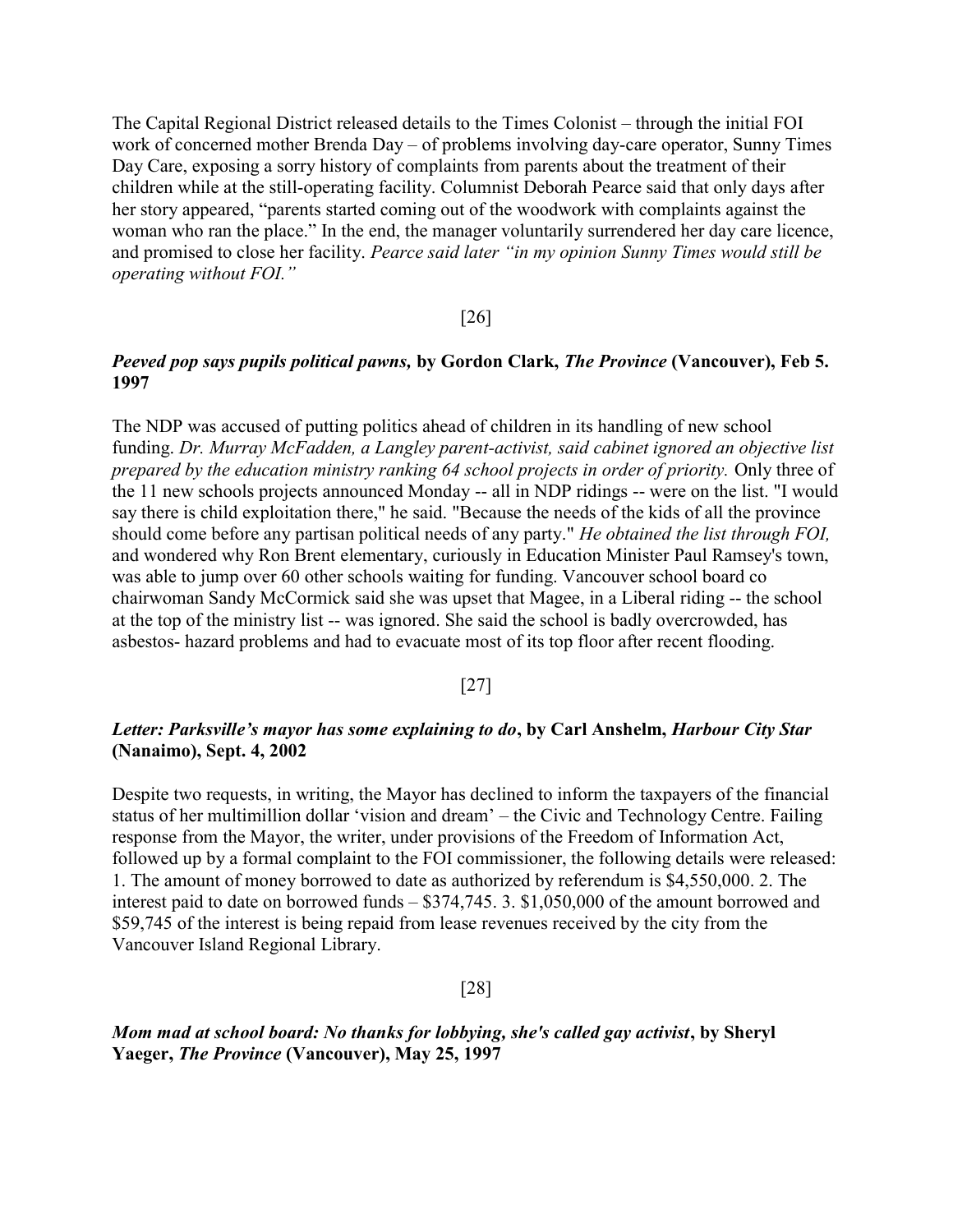The Capital Regional District released details to the Times Colonist – through the initial FOI work of concerned mother Brenda Day – of problems involving day-care operator, Sunny Times Day Care, exposing a sorry history of complaints from parents about the treatment of their children while at the still-operating facility. Columnist Deborah Pearce said that only days after her story appeared, "parents started coming out of the woodwork with complaints against the woman who ran the place." In the end, the manager voluntarily surrendered her day care licence, and promised to close her facility. *Pearce said later "in my opinion Sunny Times would still be operating without FOI."*

[26]

***Peeved pop says pupils political pawns,* by Gordon Clark, *The Province* (Vancouver), Feb 5. 1997**

The NDP was accused of putting politics ahead of children in its handling of new school funding. *Dr. Murray McFadden, a Langley parent-activist, said cabinet ignored an objective list prepared by the education ministry ranking 64 school projects in order of priority.* Only three of the 11 new schools projects announced Monday -- all in NDP ridings -- were on the list. "I would say there is child exploitation there," he said. "Because the needs of the kids of all the province should come before any partisan political needs of any party." *He obtained the list through FOI,* and wondered why Ron Brent elementary, curiously in Education Minister Paul Ramsey's town, was able to jump over 60 other schools waiting for funding. Vancouver school board co chairwoman Sandy McCormick said she was upset that Magee, in a Liberal riding -- the school at the top of the ministry list -- was ignored. She said the school is badly overcrowded, has asbestos- hazard problems and had to evacuate most of its top floor after recent flooding.

[27]

***Letter: Parksville's mayor has some explaining to do*, by Carl Anshelm, *Harbour City Star* (Nanaimo), Sept. 4, 2002**

Despite two requests, in writing, the Mayor has declined to inform the taxpayers of the financial status of her multimillion dollar 'vision and dream' – the Civic and Technology Centre. Failing response from the Mayor, the writer, under provisions of the Freedom of Information Act, followed up by a formal complaint to the FOI commissioner, the following details were released: 1. The amount of money borrowed to date as authorized by referendum is $4,550,000. 2. The interest paid to date on borrowed funds – $374,745. 3. $1,050,000 of the amount borrowed and $59,745 of the interest is being repaid from lease revenues received by the city from the Vancouver Island Regional Library.

[28]

***Mom mad at school board: No thanks for lobbying, she's called gay activist*, by Sheryl Yaeger, *The Province* (Vancouver), May 25, 1997**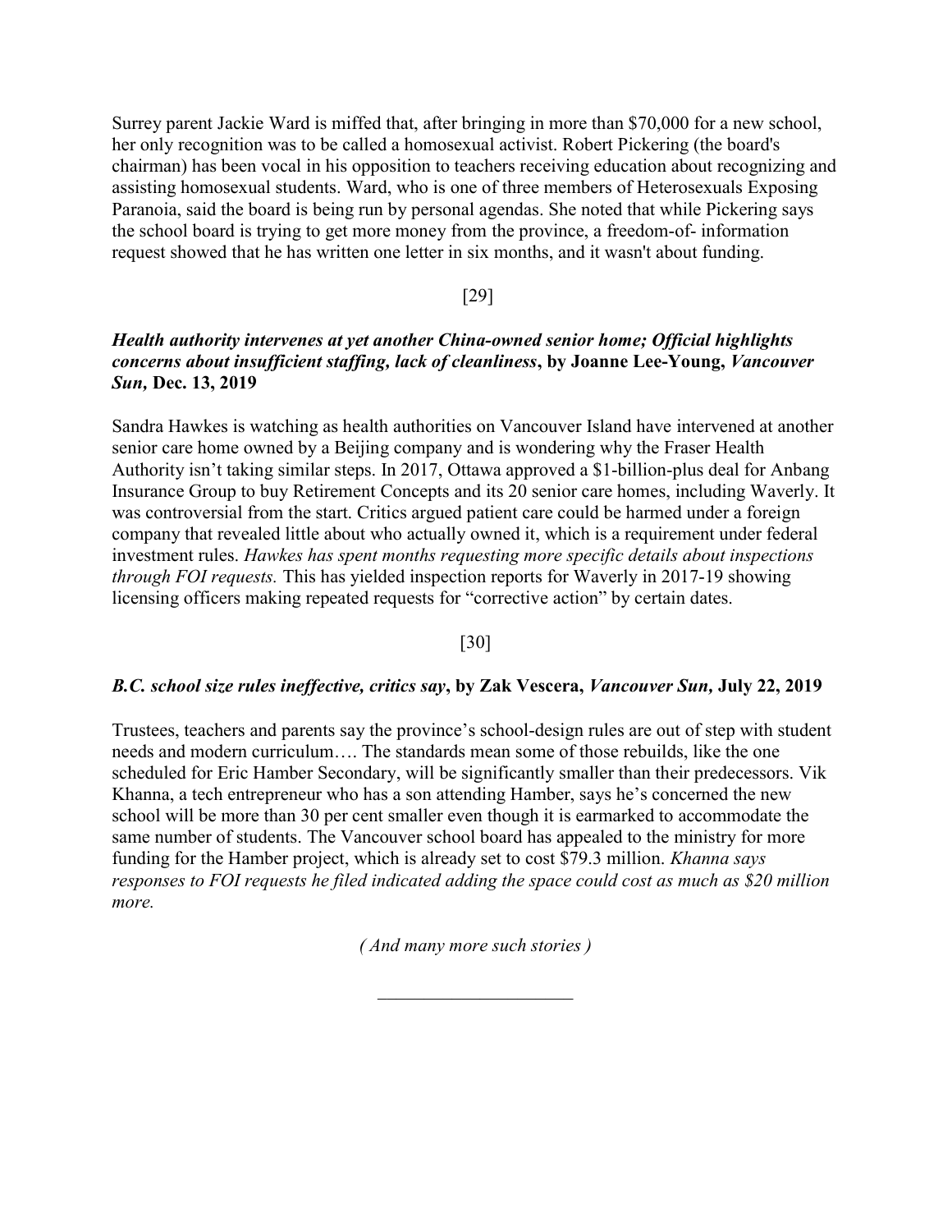Surrey parent Jackie Ward is miffed that, after bringing in more than $70,000 for a new school, her only recognition was to be called a homosexual activist. Robert Pickering (the board's chairman) has been vocal in his opposition to teachers receiving education about recognizing and assisting homosexual students. Ward, who is one of three members of Heterosexuals Exposing Paranoia, said the board is being run by personal agendas. She noted that while Pickering says the school board is trying to get more money from the province, a freedom-of- information request showed that he has written one letter in six months, and it wasn't about funding.

[29]

***Health authority intervenes at yet another China-owned senior home; Official highlights concerns about insufficient staffing, lack of cleanliness*, by Joanne Lee-Young, *Vancouver Sun*, Dec. 13, 2019**

Sandra Hawkes is watching as health authorities on Vancouver Island have intervened at another senior care home owned by a Beijing company and is wondering why the Fraser Health Authority isn't taking similar steps. In 2017, Ottawa approved a $1-billion-plus deal for Anbang Insurance Group to buy Retirement Concepts and its 20 senior care homes, including Waverly. It was controversial from the start. Critics argued patient care could be harmed under a foreign company that revealed little about who actually owned it, which is a requirement under federal investment rules. *Hawkes has spent months requesting more specific details about inspections through FOI requests.* This has yielded inspection reports for Waverly in 2017-19 showing licensing officers making repeated requests for "corrective action" by certain dates.

[30]

***B.C. school size rules ineffective, critics say*, by Zak Vescera, *Vancouver Sun*, July 22, 2019**

Trustees, teachers and parents say the province's school-design rules are out of step with student needs and modern curriculum…. The standards mean some of those rebuilds, like the one scheduled for Eric Hamber Secondary, will be significantly smaller than their predecessors. Vik Khanna, a tech entrepreneur who has a son attending Hamber, says he's concerned the new school will be more than 30 per cent smaller even though it is earmarked to accommodate the same number of students. The Vancouver school board has appealed to the ministry for more funding for the Hamber project, which is already set to cost $79.3 million. *Khanna says responses to FOI requests he filed indicated adding the space could cost as much as $20 million more.*

*( And many more such stories )*

---